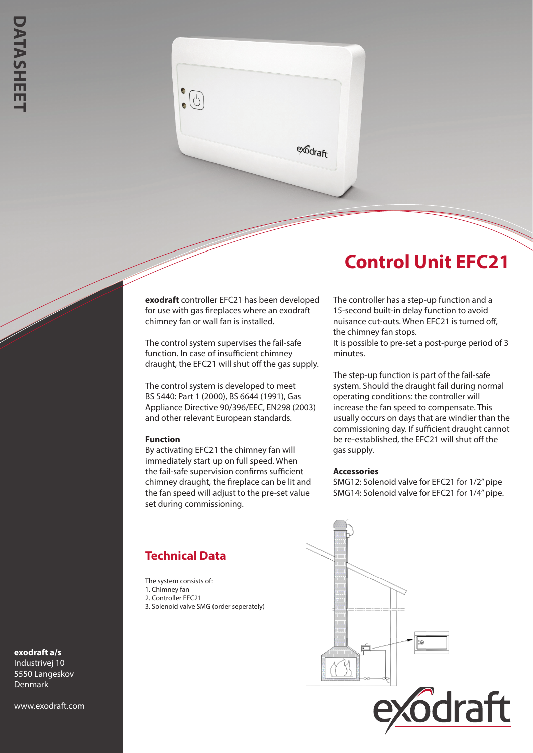DATASHEET

# Control Unit EFC21

**exodraft** controller EFC21 has been developed for use with gas fireplaces where an exodraft chimney fan or wall fan is installed.

The control system supervises the fail-safe function. In case of insufficient chimney draught, the EFC21 will shut off the gas supply.

The control system is developed to meet BS 5440: Part 1 (2000), BS 6644 (1991), Gas Appliance Directive 90/396/EEC, EN298 (2003) and other relevant European standards.

**Function**

By activating EFC21 the chimney fan will immediately start up on full speed. When the fail-safe supervision confirms sufficient chimney draught, the fireplace can be lit and the fan speed will adjust to the pre-set value set during commissioning.

The controller has a step-up function and a 15-second built-in delay function to avoid nuisance cut-outs. When EFC21 is turned off, the chimney fan stops.
It is possible to pre-set a post-purge period of 3 minutes.

The step-up function is part of the fail-safe system. Should the draught fail during normal operating conditions: the controller will increase the fan speed to compensate. This usually occurs on days that are windier than the commissioning day. If sufficient draught cannot be re-established, the EFC21 will shut off the gas supply.

**Accessories**

SMG12: Solenoid valve for EFC21 for 1/2" pipe
SMG14: Solenoid valve for EFC21 for 1/4" pipe.

## Technical Data

The system consists of:
1. Chimney fan
2. Controller EFC21
3. Solenoid valve SMG (order seperately)

**exodraft a/s**
Industrivej 10
5550 Langeskov
Denmark

www.exodraft.com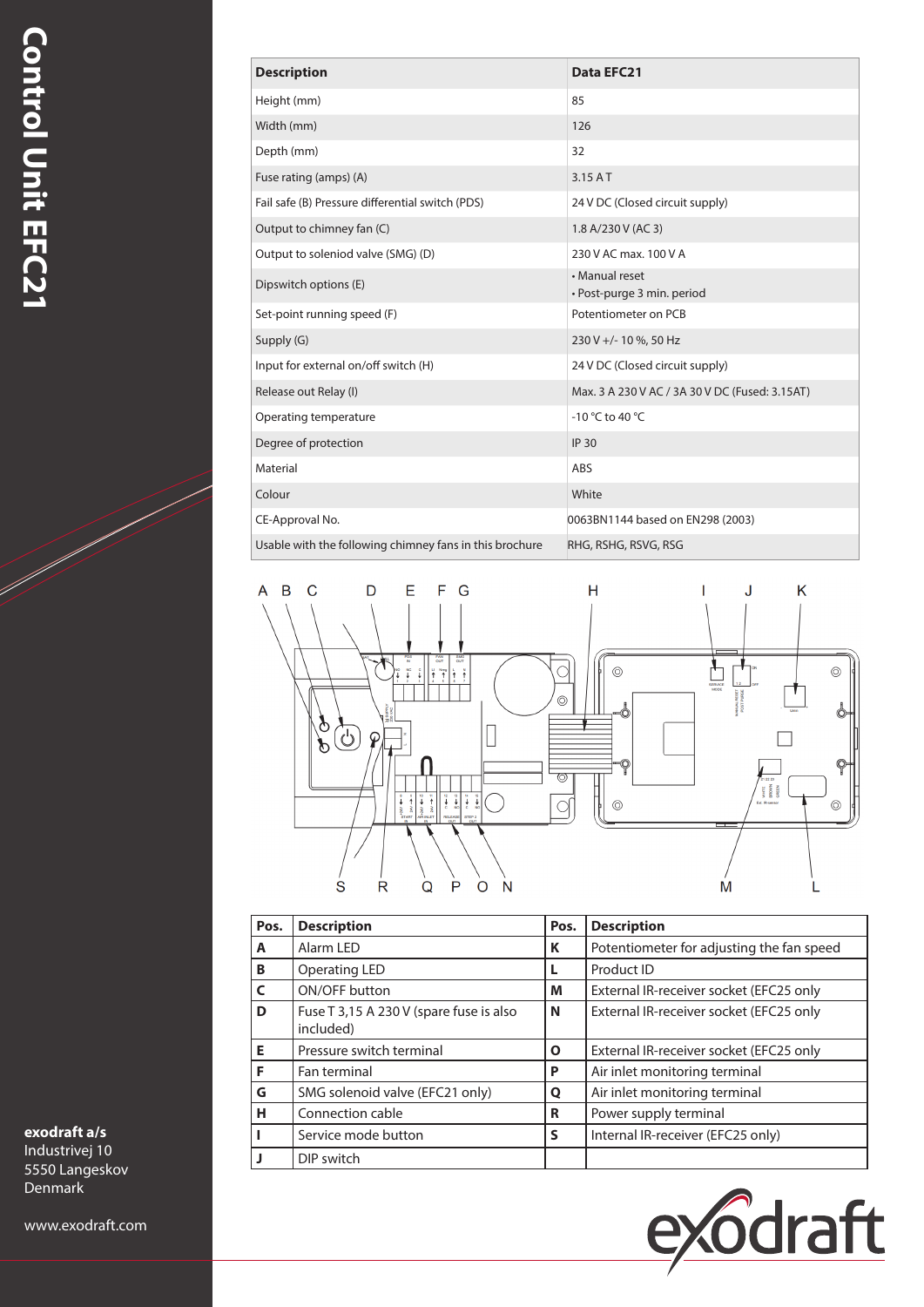# Control Unit EFC21

| Description | Data EFC21 |
| --- | --- |
| Height (mm) | 85 |
| Width (mm) | 126 |
| Depth (mm) | 32 |
| Fuse rating (amps) (A) | 3.15 A T |
| Fail safe (B) Pressure differential switch (PDS) | 24 V DC (Closed circuit supply) |
| Output to chimney fan (C) | 1.8 A/230 V (AC 3) |
| Output to solenoid valve (SMG) (D) | 230 V AC max. 100 V A |
| Dipswitch options (E) | • Manual reset<br>• Post-purge 3 min. period |
| Set-point running speed (F) | Potentiometer on PCB |
| Supply (G) | 230 V +/- 10 %, 50 Hz |
| Input for external on/off switch (H) | 24 V DC (Closed circuit supply) |
| Release out Relay (I) | Max. 3 A 230 V AC / 3A 30 V DC (Fused: 3.15AT) |
| Operating temperature | -10 °C to 40 °C |
| Degree of protection | IP 30 |
| Material | ABS |
| Colour | White |
| CE-Approval No. | 0063BN1144 based on EN298 (2003) |
| Usable with the following chimney fans in this brochure | RHG, RSHG, RSVG, RSG |

A B C D E F G H I J K

S R Q P O N M L

| Pos. | Description | Pos. | Description |
| --- | --- | --- | --- |
| **A** | Alarm LED | **K** | Potentiometer for adjusting the fan speed |
| **B** | Operating LED | **L** | Product ID |
| **C** | ON/OFF button | **M** | External IR-receiver socket (EFC25 only |
| **D** | Fuse T 3,15 A 230 V (spare fuse is also included) | **N** | External IR-receiver socket (EFC25 only |
| **E** | Pressure switch terminal | **O** | External IR-receiver socket (EFC25 only |
| **F** | Fan terminal | **P** | Air inlet monitoring terminal |
| **G** | SMG solenoid valve (EFC21 only) | **Q** | Air inlet monitoring terminal |
| **H** | Connection cable | **R** | Power supply terminal |
| **I** | Service mode button | **S** | Internal IR-receiver (EFC25 only) |
| **J** | DIP switch | | |

**exodraft a/s**
Industrivej 10
5550 Langeskov
Denmark

www.exodraft.com

exodraft